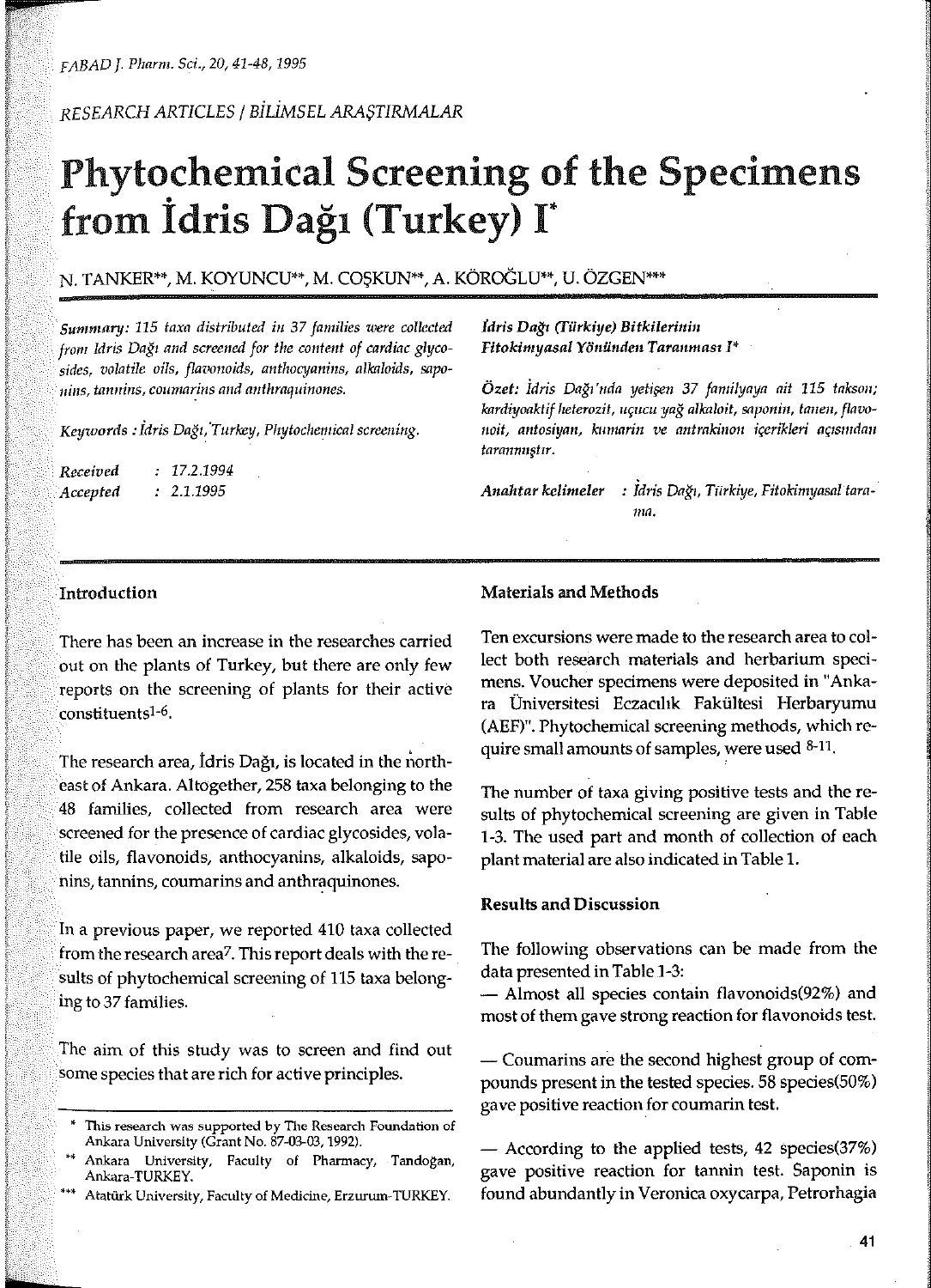*RESEARCH ARTICLES / BİLİMSEL ARAŞTIRMALAR*

# Phytochemical Screening of the Specimens from İdris Dağı (Turkey) I*

N. TANKER**, M. KOYUNCU**, M. COŞKUN**, A. KÖROĞLU**, U. ÖZGEN***

*Summary: 115 taxa distributed in 37 families were collected from Idris Dağı and screened for the content of cardiac glycosides, volatile oils, flavonoids, anthocyanins, alkaloids, saponins, tannins, coumarins and anthraquinones.*

*Keywords : İdris Dağı, Turkey, Phytochemical screening.*

*Received* : 17.2.1994
*Accepted* : 2.1.1995

***İdris Dağı (Türkiye) Bitkilerinin Fitokimyasal Yönünden Taranması I****

***Özet:** İdris Dağı'nda yetişen 37 familyaya ait 115 takson; kardiyoaktif heterozit, uçucu yağ alkaloit, saponin, tanen, flavonoit, antosiyan, kumarin ve antrakinon içerikleri açısından taranmıştır.*

***Anahtar kelimeler** : İdris Dağı, Türkiye, Fitokimyasal tarama.*

## Introduction

There has been an increase in the researches carried out on the plants of Turkey, but there are only few reports on the screening of plants for their active constituents[1-6].

The research area, İdris Dağı, is located in the northeast of Ankara. Altogether, 258 taxa belonging to the 48 families, collected from research area were screened for the presence of cardiac glycosides, volatile oils, flavonoids, anthocyanins, alkaloids, saponins, tannins, coumarins and anthraquinones.

In a previous paper, we reported 410 taxa collected from the research area[7]. This report deals with the results of phytochemical screening of 115 taxa belonging to 37 families.

The aim of this study was to screen and find out some species that are rich for active principles.

\* This research was supported by The Research Foundation of Ankara University (Grant No. 87-03-03, 1992).

\*\* Ankara University, Faculty of Pharmacy, Tandoğan, Ankara-TURKEY.

\*\*\* Atatürk University, Faculty of Medicine, Erzurum-TURKEY.

## Materials and Methods

Ten excursions were made to the research area to collect both research materials and herbarium specimens. Voucher specimens were deposited in "Ankara Üniversitesi Eczacılık Fakültesi Herbaryumu (AEF)". Phytochemical screening methods, which require small amounts of samples, were used [8-11].

The number of taxa giving positive tests and the results of phytochemical screening are given in Table 1-3. The used part and month of collection of each plant material are also indicated in Table 1.

## Results and Discussion

The following observations can be made from the data presented in Table 1-3:

— Almost all species contain flavonoids(92%) and most of them gave strong reaction for flavonoids test.

— Coumarins are the second highest group of compounds present in the tested species. 58 species(50%) gave positive reaction for coumarin test.

— According to the applied tests, 42 species(37%) gave positive reaction for tannin test. Saponin is found abundantly in Veronica oxycarpa, Petrorhagia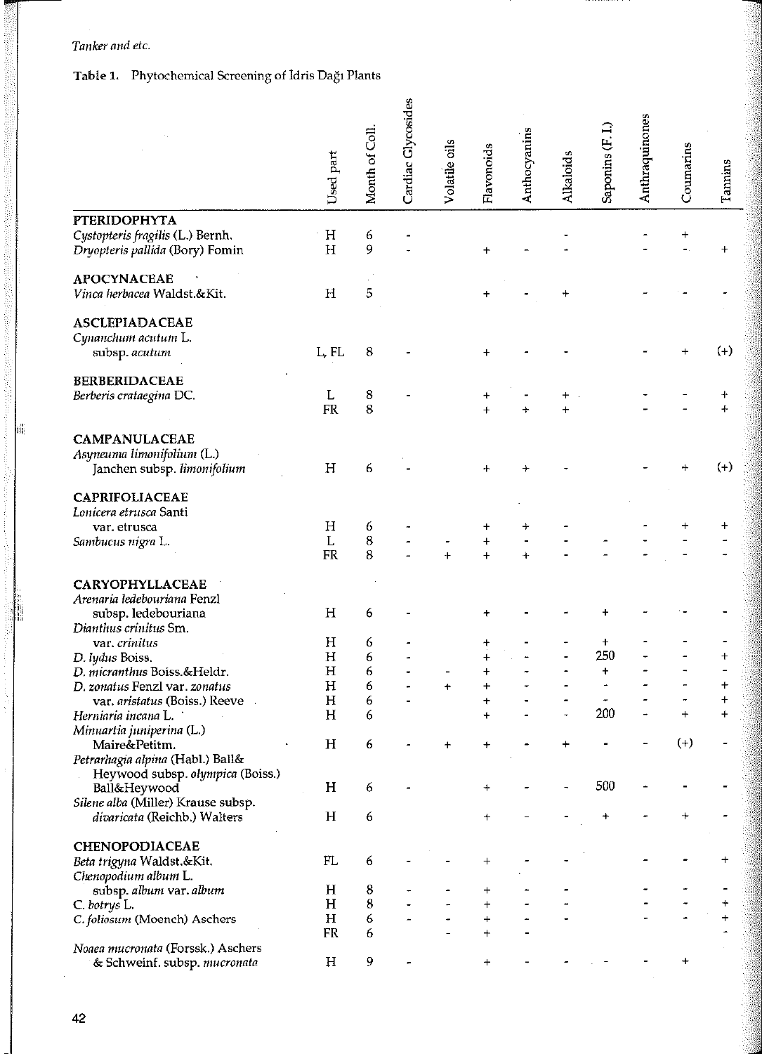**Table 1.** Phytochemical Screening of İdris Dağı Plants

| | Used part | Month of Coll. | Cardiac Glycosides | Volatile oils | Flavonoids | Anthocyanins | Alkaloids | Saponins (F.I.) | Anthraquinones | Coumarins | Tannins |
|---|---|---|---|---|---|---|---|---|---|---|---|
| **PTERIDOPHYTA** | | | | | | | | | | | |
| *Cystopteris fragilis* (L.) Bernh. | H | 6 | - | | | | - | | - | + | |
| *Dryopteris pallida* (Bory) Fomin | H | 9 | - | | + | - | - | | - | - | + |
| **APOCYNACEAE** | | | | | | | | | | | |
| *Vinca herbacea* Waldst.&Kit. | H | 5 | | | + | - | + | | - | - | - |
| **ASCLEPIADACEAE** | | | | | | | | | | | |
| *Cynanchum acutum* L. subsp. *acutum* | L, FL | 8 | - | | + | - | - | | - | + | (+) |
| **BERBERIDACEAE** | | | | | | | | | | | |
| *Berberis crataegina* DC. | L | 8 | - | | + | - | + | | - | - | + |
| | FR | 8 | | | + | + | + | | - | - | + |
| **CAMPANULACEAE** | | | | | | | | | | | |
| *Asyneuma limonifolium* (L.) Janchen subsp. *limonifolium* | H | 6 | - | | + | + | - | | - | + | (+) |
| **CAPRIFOLIACEAE** | | | | | | | | | | | |
| *Lonicera etrusca* Santi var. etrusca | H | 6 | - | | + | + | - | | - | + | + |
| *Sambucus nigra* L. | L | 8 | - | - | + | - | - | - | - | - | - |
| | FR | 8 | - | + | + | + | - | - | - | - | - |
| **CARYOPHYLLACEAE** | | | | | | | | | | | |
| *Arenaria ledebouriana* Fenzl subsp. ledebouriana | H | 6 | - | | + | - | - | + | - | - | - |
| *Dianthus crinitus* Sm. var. *crinitus* | H | 6 | - | | + | - | - | + | - | - | - |
| *D. lydus* Boiss. | H | 6 | - | | + | - | - | 250 | - | - | + |
| *D. micranthus* Boiss.&Heldr. | H | 6 | - | - | + | - | - | + | - | - | - |
| *D. zonatus* Fenzl var. *zonatus* | H | 6 | - | + | + | - | - | - | - | - | + |
| var. *aristatus* (Boiss.) Reeve | H | 6 | - | | + | - | - | - | - | - | + |
| *Herniaria incana* L. | H | 6 | | | + | - | - | 200 | - | + | + |
| *Minuartia juniperina* (L.) Maire&Petitm. | H | 6 | - | + | + | - | + | - | - | (+) | - |
| *Petrorhagia alpina* (Habl.) Ball& Heywood subsp. *olympica* (Boiss.) Ball&Heywood | H | 6 | - | | + | - | - | 500 | - | - | - |
| *Silene alba* (Miller) Krause subsp. *divaricata* (Reichb.) Walters | H | 6 | | | + | - | - | + | - | + | - |
| **CHENOPODIACEAE** | | | | | | | | | | | |
| *Beta trigyna* Waldst.&Kit. | FL | 6 | - | - | + | - | - | | - | - | + |
| *Chenopodium album* L. subsp. *album* var. *album* | H | 8 | - | - | + | - | - | | - | - | - |
| *C. botrys* L. | H | 8 | - | - | + | - | - | | - | - | + |
| *C. foliosum* (Moench) Aschers | H | 6 | - | - | + | - | - | | - | - | + |
| | FR | 6 | | - | + | - | | | | | - |
| *Noaea mucronata* (Forssk.) Aschers & Schweinf. subsp. *mucronata* | H | 9 | - | | + | - | - | - | - | + | |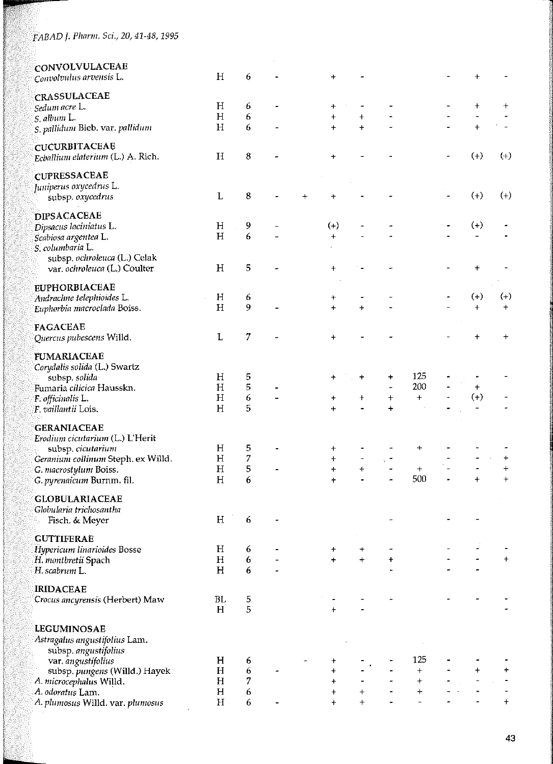| | | | | | | | | | | | |
|---|---|---|---|---|---|---|---|---|---|---|---|
| **CONVOLVULACEAE** | | | | | | | | | | | |
| *Convolvulus arvensis* L. | H | 6 | - | | + | - | | | - | + | - |
| **CRASSULACEAE** | | | | | | | | | | | |
| *Sedum acre* L. | H | 6 | - | | + | - | - | | - | + | + |
| *S. album* L. | H | 6 | | | + | + | - | | - | - | - |
| *S. pallidum* Bieb. var. *pallidum* | H | 6 | - | | + | + | - | | - | + | - |
| **CUCURBITACEAE** | | | | | | | | | | | |
| *Ecballium elaterium* (L.) A. Rich. | H | 8 | - | | + | - | - | | - | (+) | (+) |
| **CUPRESSACEAE** | | | | | | | | | | | |
| *Juniperus oxycedrus* L. subsp. *oxycedrus* | L | 8 | - | + | + | - | - | | - | (+) | (+) |
| **DIPSACACEAE** | | | | | | | | | | | |
| *Dipsacus laciniatus* L. | H | 9 | - | | (+) | - | - | | - | (+) | - |
| *Scabiosa argentea* L. | H | 6 | - | | + | - | - | | - | - | - |
| *S. columbaria* L. subsp. *ochroleuca* (L.) Celak var. *ochroleuca* (L.) Coulter | H | 5 | - | | + | - | - | | - | + | - |
| **EUPHORBIACEAE** | | | | | | | | | | | |
| *Andrachne telephioides* L. | H | 6 | | | + | - | - | | - | (+) | (+) |
| *Euphorbia macroclada* Boiss. | H | 9 | - | | + | + | - | | - | + | + |
| **FAGACEAE** | | | | | | | | | | | |
| *Quercus pubescens* Willd. | L | 7 | - | | + | - | - | | - | + | + |
| **FUMARIACEAE** | | | | | | | | | | | |
| *Corydalis solida* (L.) Swartz subsp. *solida* | H | 5 | | | + | + | + | 125 | - | - | - |
| Fumaria *cilicica* Hausskn. | H | 5 | - | | | | - | 200 | - | + | |
| *F. officinalis* L. | H | 6 | - | | + | + | + | + | - | (+) | - |
| *F. vaillantii* Lois. | H | 5 | | | + | - | + | | - | - | - |
| **GERANIACEAE** | | | | | | | | | | | |
| *Erodium cicutarium* (L.) L'Herit subsp. *cicutarium* | H | 5 | - | | + | - | - | + | - | - | - |
| *Geranium collinum* Steph. ex Willd. | H | 7 | | | + | - | - | | - | - | + |
| *G. macrostylum* Boiss. | H | 5 | - | | + | + | - | + | - | - | + |
| *G. pyrenaicum* Burnm. fil. | H | 6 | | | + | - | - | 500 | - | + | + |
| **GLOBULARIACEAE** | | | | | | | | | | | |
| *Globularia trichosantha* Fisch. & Meyer | H | 6 | - | | | | - | | - | - | |
| **GUTTIFERAE** | | | | | | | | | | | |
| *Hypericum linarioides* Bosse | H | 6 | - | | + | + | - | | - | - | - |
| *H. montbretii* Spach | H | 6 | - | | + | + | + | | - | - | + |
| *H. scabrum* L. | H | 6 | - | | | | - | | - | - | |
| **IRIDACEAE** | | | | | | | | | | | |
| *Crocus ancyrensis* (Herbert) Maw | BL | 5 | | | - | - | - | | - | - | - |
| | H | 5 | | | + | - | | | | | - |
| **LEGUMINOSAE** | | | | | | | | | | | |
| *Astragalus angustifolius* Lam. subsp. *angustifolius* var. *angustifolius* | H | 6 | | - | + | - | - | 125 | - | - | - |
| subsp. *pungens* (Willd.) Hayek | H | 6 | - | | + | - | - | + | - | + | + |
| *A. microcephalus* Willd. | H | 7 | | | + | - | - | + | - | - | - |
| *A. odoratus* Lam. | H | 6 | | | + | + | - | + | - - | - | - |
| *A. plumosus* Willd. var. *plumosus* | H | 6 | - | | + | + | - | - | - | - | + |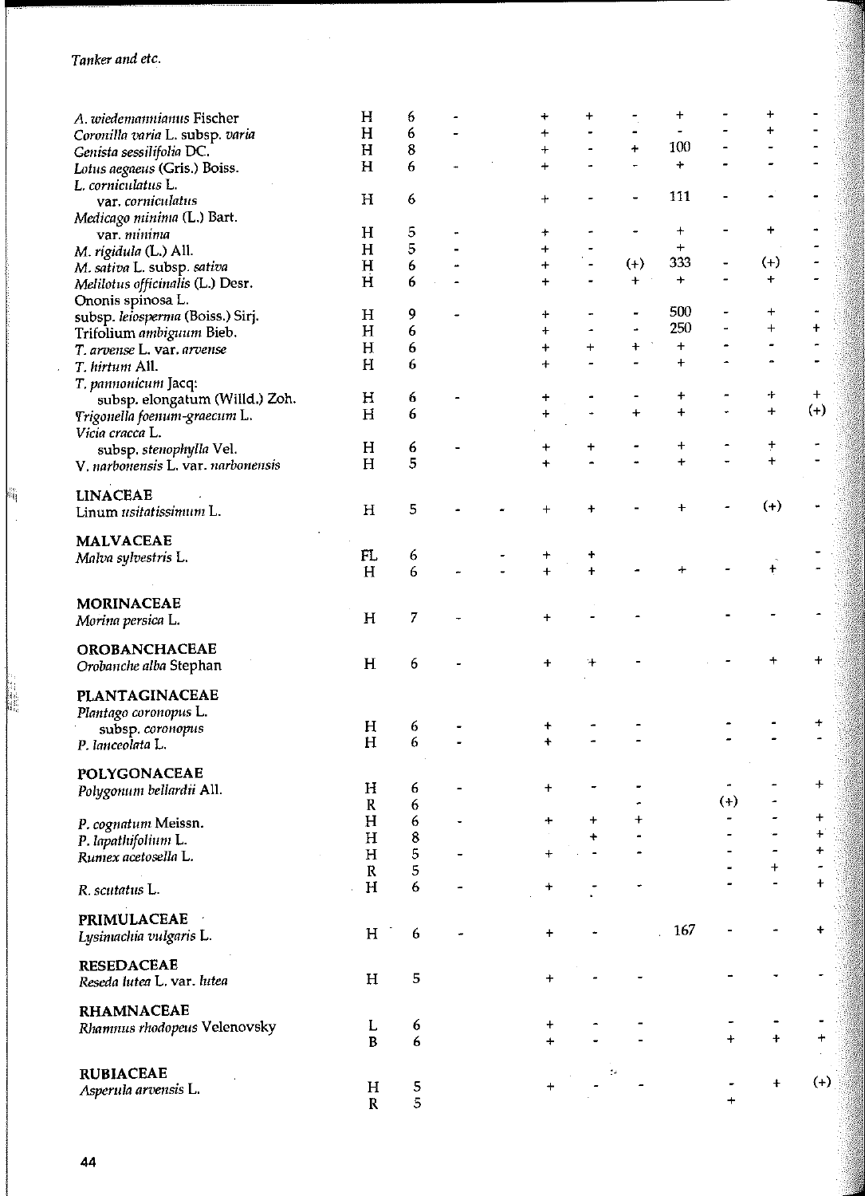| | | | | | | | | | | | |
|---|---|---|---|---|---|---|---|---|---|---|---|
| *A. wiedemannianus* Fischer | H | 6 | - | | + | + | - | + | - | + | - |
| *Coronilla varia* L. subsp. *varia* | H | 6 | - | | + | - | - | - | - | + | - |
| *Genista sessilifolia* DC. | H | 8 | | | + | - | + | 100 | - | - | - |
| *Lotus aegaeus* (Gris.) Boiss. | H | 6 | - | | + | - | - | + | - | - | - |
| *L. corniculatus* L. var. *corniculatus* | H | 6 | | | + | - | - | 111 | - | - | - |
| *Medicago minima* (L.) Bart. var. *minima* | H | 5 | - | | + | - | - | + | - | + | - |
| *M. rigidula* (L.) All. | H | 5 | - | | + | - | | + | | | - |
| *M. sativa* L. subsp. *sativa* | H | 6 | - | | + | - | (+) | 333 | - | (+) | - |
| *Melilotus officinalis* (L.) Desr. | H | 6 | - | | + | - | + | + | - | + | - |
| Ononis spinosa L. subsp. *leiosperma* (Boiss.) Sirj. | H | 9 | - | | + | - | - | 500 | - | + | - |
| Trifolium *ambiguum* Bieb. | H | 6 | | | + | - | - | 250 | - | + | + |
| *T. arvense* L. var. *arvense* | H | 6 | | | + | + | + | + | - | - | - |
| *T. hirtum* All. | H | 6 | | | + | - | - | + | - | - | - |
| *T. pannonicum* Jacq: subsp. elongatum (Willd.) Zoh. | H | 6 | - | | + | - | - | + | - | + | + |
| *Trigonella foenum-graecum* L. | H | 6 | | | + | - | + | + | - | + | (+) |
| *Vicia cracca* L. subsp. *stenophylla* Vel. | H | 6 | - | | + | + | - | + | - | + | - |
| V. *narbonensis* L. var. *narbonensis* | H | 5 | | | + | - | - | + | - | + | - |
| **LINACEAE** | | | | | | | | | | | |
| Linum *usitatissimum* L. | H | 5 | - | - | + | + | - | + | - | (+) | - |
| **MALVACEAE** | | | | | | | | | | | |
| *Malva sylvestris* L. | FL | 6 | | - | + | + | | | | | - |
| | H | 6 | - | - | + | + | - | + | - | + | - |
| **MORINACEAE** | | | | | | | | | | | |
| *Morina persica* L. | H | 7 | - | | + | - | - | | - | - | - |
| **OROBANCHACEAE** | | | | | | | | | | | |
| *Orobanche alba* Stephan | H | 6 | - | | + | + | - | | - | + | + |
| **PLANTAGINACEAE** | | | | | | | | | | | |
| *Plantago coronopus* L. subsp. *coronopus* | H | 6 | - | | + | - | - | | - | - | + |
| *P. lanceolata* L. | H | 6 | - | | + | - | - | | - | - | - |
| **POLYGONACEAE** | | | | | | | | | | | |
| *Polygonum bellardii* All. | H | 6 | - | | + | - | - | | - | - | + |
| | R | 6 | | | | | - | | (+) | - | |
| *P. cognatum* Meissn. | H | 6 | - | | + | + | + | | - | - | + |
| *P. lapathifolium* L. | H | 8 | | | | + | - | | - | - | + |
| *Rumex acetosella* L. | H | 5 | - | | + | - | - | | - | - | + |
| | R | 5 | | | | | | | - | + | - |
| *R. scutatus* L. | H | 6 | - | | + | - | - | | - | - | + |
| **PRIMULACEAE** | | | | | | | | | | | |
| *Lysimachia vulgaris* L. | H | 6 | - | | + | - | | 167 | - | - | + |
| **RESEDACEAE** | | | | | | | | | | | |
| *Reseda lutea* L. var. *lutea* | H | 5 | | | + | - | - | | - | - | - |
| **RHAMNACEAE** | | | | | | | | | | | |
| *Rhamnus rhodopeus* Velenovsky | L | 6 | | | + | - | - | | - | - | - |
| | B | 6 | | | + | - | - | | + | + | + |
| **RUBIACEAE** | | | | | | | | | | | |
| *Asperula arvensis* L. | H | 5 | | | + | - | - | | - | + | (+) |
| | R | 5 | | | | | | | + | | |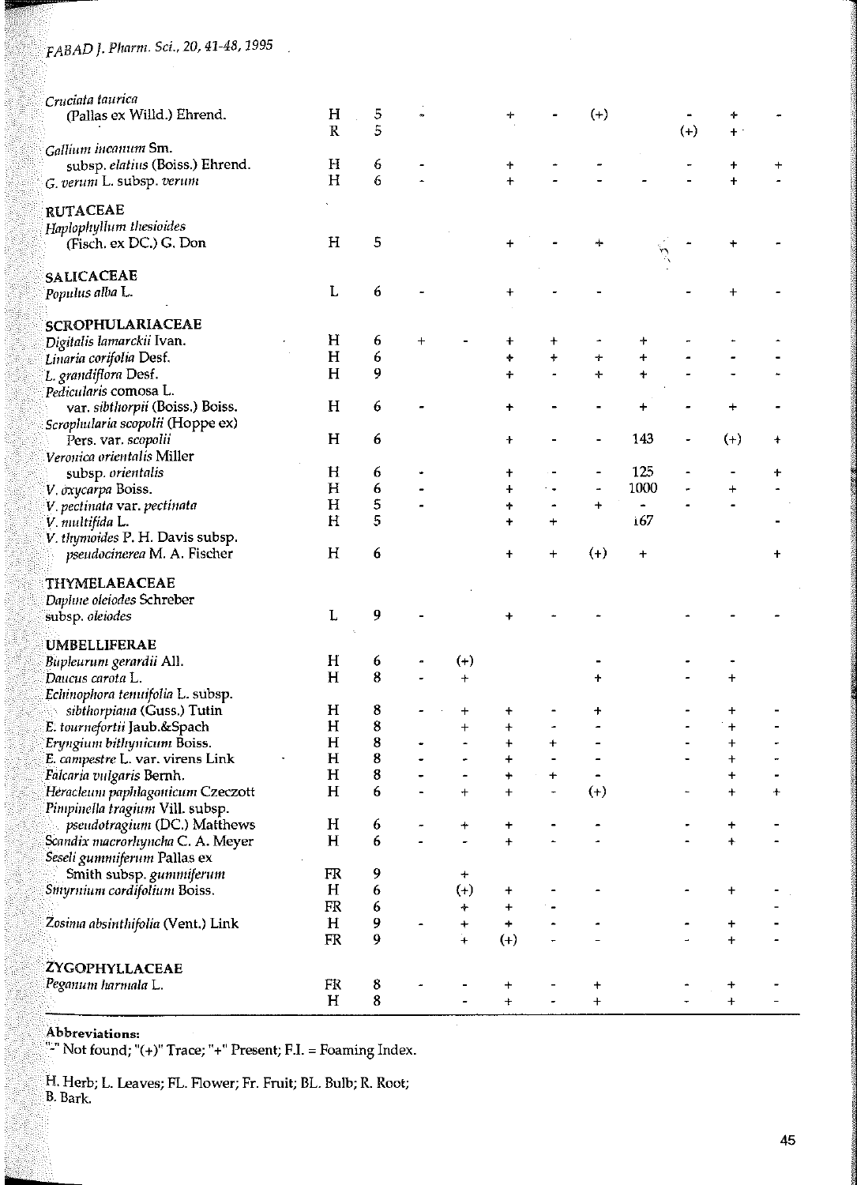| | | | | | | | | | | | |
|---|---|---|---|---|---|---|---|---|---|---|---|
| *Cruciata taurica* (Pallas ex Willd.) Ehrend. | H | 5 | - | | + | - | (+) | | - | + | - |
| | R | 5 | | | | | | | (+) | + | |
| *Gallium incanum* Sm. subsp. *elatius* (Boiss.) Ehrend. | H | 6 | - | | + | - | - | | - | + | + |
| *G. verum* L. subsp. *verum* | H | 6 | - | | + | - | - | - | - | + | - |
| **RUTACEAE** | | | | | | | | | | | |
| *Haplophyllum thesioides* (Fisch. ex DC.) G. Don | H | 5 | | | + | - | + | | - | + | - |
| **SALICACEAE** | | | | | | | | | | | |
| *Populus alba* L. | L | 6 | - | | + | - | - | | - | + | - |
| **SCROPHULARIACEAE** | | | | | | | | | | | |
| *Digitalis lamarckii* Ivan. | H | 6 | + | - | + | + | - | + | - | - | - |
| *Linaria corifolia* Desf. | H | 6 | | | + | + | + | + | - | - | - |
| *L. grandiflora* Desf. | H | 9 | | | + | - | + | + | - | - | - |
| *Pedicularis comosa* L. var. *sibthorpii* (Boiss.) Boiss. | H | 6 | - | | + | - | - | + | - | + | - |
| *Scrophularia scopolii* (Hoppe ex) Pers. var. *scopolii* | H | 6 | | | + | - | - | 143 | - | (+) | + |
| *Veronica orientalis* Miller subsp. *orientalis* | H | 6 | - | | + | - | - | 125 | - | - | + |
| *V. oxycarpa* Boiss. | H | 6 | - | | + | - | - | 1000 | - | + | - |
| *V. pectinata* var. *pectinata* | H | 5 | - | | + | - | + | - | - | - | |
| *V. multifida* L. | H | 5 | | | + | + | | 167 | | | - |
| *V. thymoides* P. H. Davis subsp. *pseudocinerea* M. A. Fischer | H | 6 | | | + | + | (+) | + | | | + |
| **THYMELAEACEAE** | | | | | | | | | | | |
| *Daphne oleiodes* Schreber subsp. *oleiodes* | L | 9 | - | | + | - | - | - | - | - | - |
| **UMBELLIFERAE** | | | | | | | | | | | |
| *Bupleurum gerardii* All. | H | 6 | - | (+) | | | - | | - | - | |
| *Daucus carota* L. | H | 8 | - | + | | | + | | - | + | |
| *Echinophora tenuifolia* L. subsp. *sibthorpiana* (Guss.) Tutin | H | 8 | - | + | + | - | + | | - | + | - |
| *E. tournefortii* Jaub.&Spach | H | 8 | | + | + | - | - | | - | + | - |
| *Eryngium bithynicum* Boiss. | H | 8 | - | - | + | + | - | | - | + | - |
| *E. campestre* L. var. *virens* Link | H | 8 | - | - | + | - | - | | - | + | - |
| *Falcaria vulgaris* Bernh. | H | 8 | - | - | + | + | - | | - | + | - |
| *Heracleum paphlagonicum* Czeczott | H | 6 | - | + | + | - | (+) | | - | + | + |
| *Pimpinella tragium* Vill. subsp. *pseudotragium* (DC.) Matthews | H | 6 | - | + | + | - | - | | - | + | - |
| *Scandix macrorhyncha* C. A. Meyer | H | 6 | - | - | + | - | - | | - | + | - |
| *Seseli gummiferum* Pallas ex Smith subsp. *gummiferum* | FR | 9 | | + | | | | | | | |
| *Smyrnium cordifolium* Boiss. | H | 6 | | (+) | + | - | - | | - | + | - |
| | FR | 6 | | + | + | - | | | | | - |
| *Zosima absinthifolia* (Vent.) Link | H | 9 | - | + | + | - | - | | - | + | - |
| | FR | 9 | | + | (+) | - | - | | - | + | - |
| **ZYGOPHYLLACEAE** | | | | | | | | | | | |
| *Peganum harmala* L. | FR | 8 | - | - | + | - | + | | - | + | - |
| | H | 8 | | - | + | - | + | | - | + | - |

**Abbreviations:**

"-" Not found; "(+)" Trace; "+" Present; F.I. = Foaming Index.

H. Herb; L. Leaves; FL. Flower; Fr. Fruit; BL. Bulb; R. Root; B. Bark.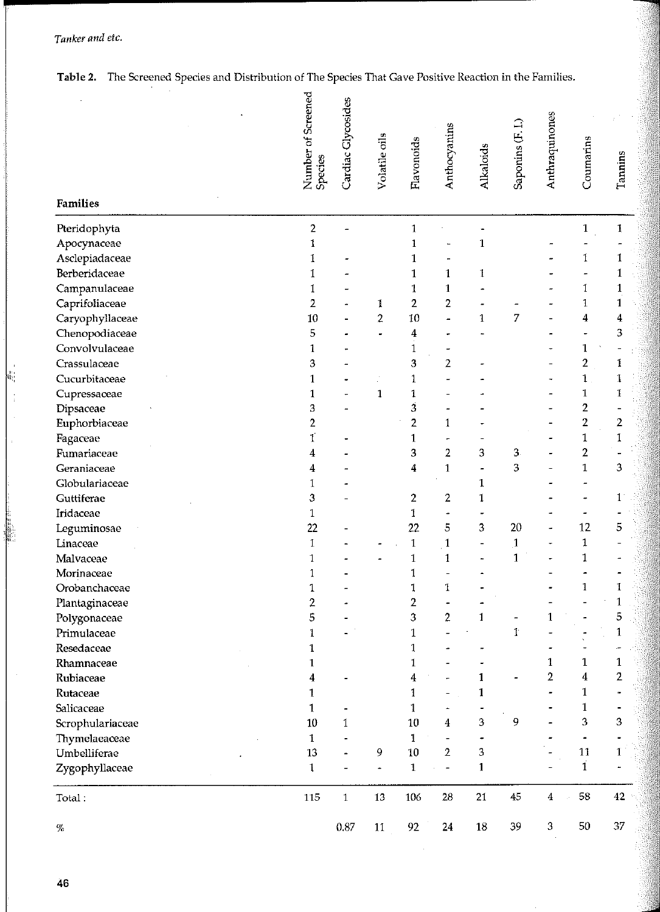**Table 2.** The Screened Species and Distribution of The Species That Gave Positive Reaction in the Families.

| Families | Number of Screened Species | Cardiac Glycosides | Volatile oils | Flavonoids | Anthocyanins | Alkaloids | Saponins (F. I.) | Anthraquinones | Coumarins | Tannins |
|---|---|---|---|---|---|---|---|---|---|---|
| Pteridophyta | 2 | - | | 1 | | - | | | 1 | 1 |
| Apocynaceae | 1 | | | 1 | - | 1 | | - | - | - |
| Asclepiadaceae | 1 | - | | 1 | - | | | - | 1 | 1 |
| Berberidaceae | 1 | - | | 1 | 1 | 1 | | - | - | 1 |
| Campanulaceae | 1 | - | | 1 | 1 | - | | - | 1 | 1 |
| Caprifoliaceae | 2 | - | 1 | 2 | 2 | - | - | - | 1 | 1 |
| Caryophyllaceae | 10 | - | 2 | 10 | - | 1 | 7 | - | 4 | 4 |
| Chenopodiaceae | 5 | - | - | 4 | - | - | | - | - | 3 |
| Convolvulaceae | 1 | - | | 1 | - | | | - | 1 | - |
| Crassulaceae | 3 | - | | 3 | 2 | - | | - | 2 | 1 |
| Cucurbitaceae | 1 | - | | 1 | - | - | | - | 1 | 1 |
| Cupressaceae | 1 | - | 1 | 1 | - | - | | - | 1 | 1 |
| Dipsaceae | 3 | - | | 3 | - | - | | - | 2 | - |
| Euphorbiaceae | 2 | | | 2 | 1 | - | | - | 2 | 2 |
| Fagaceae | 1 | - | | 1 | - | - | | - | 1 | 1 |
| Fumariaceae | 4 | - | | 3 | 2 | 3 | 3 | - | 2 | - |
| Geraniaceae | 4 | - | | 4 | 1 | - | 3 | - | 1 | 3 |
| Globulariaceae | 1 | - | | | | 1 | | - | - | |
| Guttiferae | 3 | - | | 2 | 2 | 1 | | - | - | 1 |
| Iridaceae | 1 | | | 1 | - | - | | - | - | - |
| Leguminosae | 22 | - | | 22 | 5 | 3 | 20 | - | 12 | 5 |
| Linaceae | 1 | - | - | 1 | 1 | - | 1 | - | 1 | - |
| Malvaceae | 1 | - | - | 1 | 1 | - | 1 | - | 1 | - |
| Morinaceae | 1 | - | | 1 | - | - | | - | - | - |
| Orobanchaceae | 1 | - | | 1 | 1 | - | | - | 1 | 1 |
| Plantaginaceae | 2 | - | | 2 | - | - | | - | - | 1 |
| Polygonaceae | 5 | - | | 3 | 2 | 1 | - | 1 | - | 5 |
| Primulaceae | 1 | - | | 1 | - | | 1 | - | - | 1 |
| Resedaceae | 1 | | | 1 | - | - | | - | - | - |
| Rhamnaceae | 1 | | | 1 | - | - | | 1 | 1 | 1 |
| Rubiaceae | 4 | - | | 4 | - | 1 | - | 2 | 4 | 2 |
| Rutaceae | 1 | | | 1 | - | 1 | | - | 1 | - |
| Salicaceae | 1 | - | | 1 | - | - | | - | 1 | - |
| Scrophulariaceae | 10 | 1 | | 10 | 4 | 3 | 9 | - | 3 | 3 |
| Thymelaeaceae | 1 | - | | 1 | - | - | | - | - | - |
| Umbelliferae | 13 | - | 9 | 10 | 2 | 3 | | - | 11 | 1 |
| Zygophyllaceae | 1 | - | - | 1 | - | 1 | | - | 1 | - |
| Total : | 115 | 1 | 13 | 106 | 28 | 21 | 45 | 4 | 58 | 42 |
| % | | 0.87 | 11 | 92 | 24 | 18 | 39 | 3 | 50 | 37 |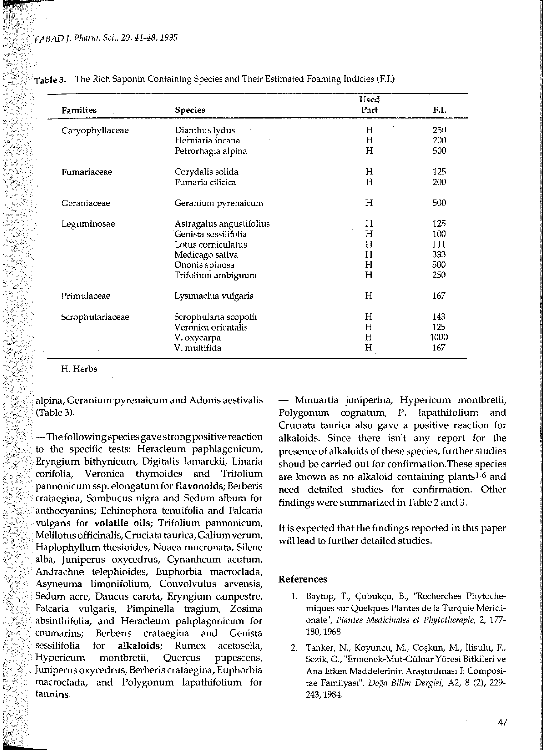Table 3. The Rich Saponin Containing Species and Their Estimated Foaming Indicies (F.I.)

| Families | Species | Used Part | F.I. |
|---|---|---|---|
| Caryophyllaceae | Dianthus lydus | H | 250 |
| | Herniaria incana | H | 200 |
| | Petrorhagia alpina | H | 500 |
| Fumariaceae | Corydalis solida | H | 125 |
| | Fumaria cilicica | H | 200 |
| Geraniaceae | Geranium pyrenaicum | H | 500 |
| Leguminosae | Astragalus angustifolius | H | 125 |
| | Genista sessilifolia | H | 100 |
| | Lotus corniculatus | H | 111 |
| | Medicago sativa | H | 333 |
| | Ononis spinosa | H | 500 |
| | Trifolium ambiguum | H | 250 |
| Primulaceae | Lysimachia vulgaris | H | 167 |
| Scrophulariaceae | Scrophularia scopolii | H | 143 |
| | Veronica orientalis | H | 125 |
| | V. oxycarpa | H | 1000 |
| | V. multifida | H | 167 |

H: Herbs

alpina, Geranium pyrenaicum and Adonis aestivalis (Table 3).

— The following species gave strong positive reaction to the specific tests: Heracleum paphlagonicum, Eryngium bithynicum, Digitalis lamarckii, Linaria corifolia, Veronica thymoides and Trifolium pannonicum ssp. elongatum for **flavonoids**; Berberis crataegina, Sambucus nigra and Sedum album for anthocyanins; Echinophora tenuifolia and Falcaria vulgaris for **volatile oils**; Trifolium pannonicum, Melilotus officinalis, Cruciata taurica, Galium verum, Haplophyllum thesioides, Noaea mucronata, Silene alba, Juniperus oxycedrus, Cynanhcum acutum, Andrachne telephioides, Euphorbia macroclada, Asyneuma limonifolium, Convolvulus arvensis, Sedum acre, Daucus carota, Eryngium campestre, Falcaria vulgaris, Pimpinella tragium, Zosima absinthifolia, and Heracleum pahplagonicum for coumarins; Berberis crataegina and Genista sessilifolia for **alkaloids**; Rumex acetosella, Hypericum montbretii, Quercus pupescens, Juniperus oxycedrus, Berberis crataegina, Euphorbia macroclada, and Polygonum lapathifolium for **tannins**.

— Minuartia juniperina, Hypericum montbretii, Polygonum cognatum, P. lapathifolium and Cruciata taurica also gave a positive reaction for alkaloids. Since there isn't any report for the presence of alkaloids of these species, further studies shoud be carried out for confirmation.These species are known as no alkaloid containing plants[1-6] and need detailed studies for confirmation. Other findings were summarized in Table 2 and 3.

It is expected that the findings reported in this paper will lead to further detailed studies.

## References

1. Baytop, T., Çubukçu, B., "Recherches Phytochemiques sur Quelques Plantes de la Turquie Meridionale", *Plantes Medicinales et Phytotherapie*, 2, 177-180, 1968.
2. Tanker, N., Koyuncu, M., Coşkun, M., Ilisulu, F., Sezik, G., "Ermenek-Mut-Gülnar Yöresi Bitkileri ve Ana Etken Maddelerinin Araştırılması I: Compositae Familyası". *Doğa Bilim Dergisi*, A2, 8 (2), 229-243, 1984.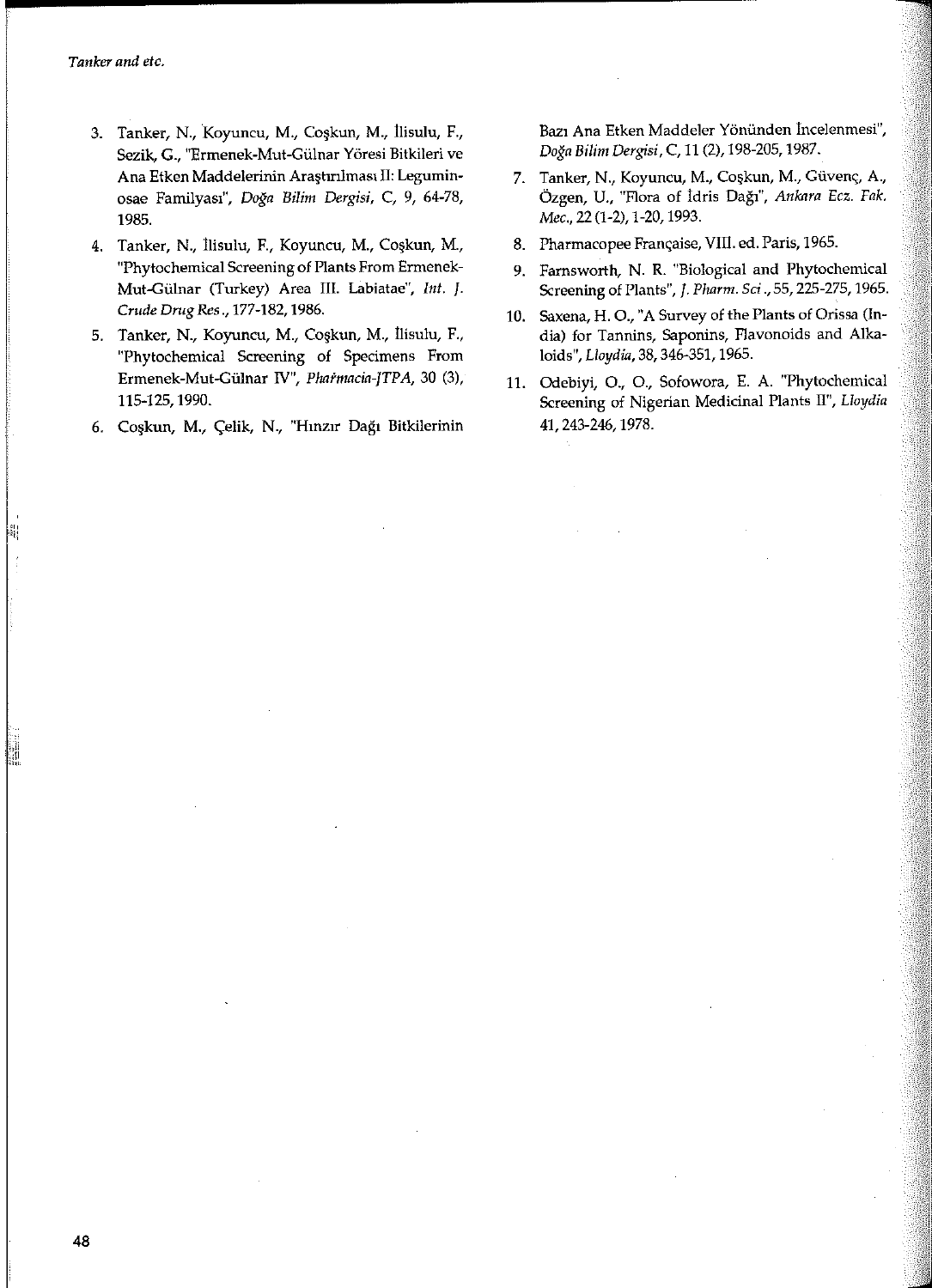3. Tanker, N., Koyuncu, M., Coşkun, M., İlisulu, F., Sezik, G., "Ermenek-Mut-Gülnar Yöresi Bitkileri ve Ana Etken Maddelerinin Araştırılması II: Leguminosae Familyası", *Doğa Bilim Dergisi*, C, 9, 64-78, 1985.
4. Tanker, N., İlisulu, F., Koyuncu, M., Coşkun, M., "Phytochemical Screening of Plants From Ermenek-Mut-Gülnar (Turkey) Area III. Labiatae", *Int. J. Crude Drug Res.*, 177-182, 1986.
5. Tanker, N., Koyuncu, M., Coşkun, M., İlisulu, F., "Phytochemical Screening of Specimens From Ermenek-Mut-Gülnar IV", *Pharmacia-JTPA*, 30 (3), 115-125, 1990.
6. Coşkun, M., Çelik, N., "Hınzır Dağı Bitkilerinin Bazı Ana Etken Maddeler Yönünden İncelenmesi", *Doğa Bilim Dergisi*, C, 11 (2), 198-205, 1987.
7. Tanker, N., Koyuncu, M., Coşkun, M., Güvenç, A., Özgen, U., "Flora of İdris Dağı", *Ankara Ecz. Fak. Mec.*, 22 (1-2), 1-20, 1993.
8. Pharmacopee Française, VIII. ed. Paris, 1965.
9. Farnsworth, N. R. "Biological and Phytochemical Screening of Plants", *J. Pharm. Sci.*, 55, 225-275, 1965.
10. Saxena, H. O., "A Survey of the Plants of Orissa (India) for Tannins, Saponins, Flavonoids and Alkaloids", *Lloydia*, 38, 346-351, 1965.
11. Odebiyi, O., O., Sofowora, E. A. "Phytochemical Screening of Nigerian Medicinal Plants II", *Lloydia* 41, 243-246, 1978.